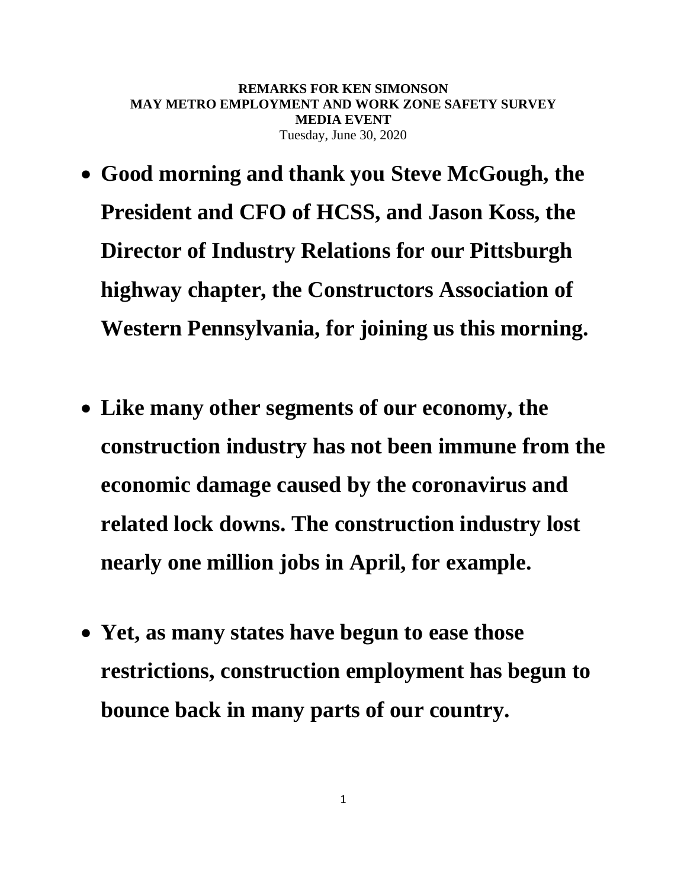**REMARKS FOR KEN SIMONSON**
**MAY METRO EMPLOYMENT AND WORK ZONE SAFETY SURVEY**
**MEDIA EVENT**
Tuesday, June 30, 2020

- **Good morning and thank you Steve McGough, the President and CFO of HCSS, and Jason Koss, the Director of Industry Relations for our Pittsburgh highway chapter, the Constructors Association of Western Pennsylvania, for joining us this morning.**

- **Like many other segments of our economy, the construction industry has not been immune from the economic damage caused by the coronavirus and related lock downs. The construction industry lost nearly one million jobs in April, for example.**

- **Yet, as many states have begun to ease those restrictions, construction employment has begun to bounce back in many parts of our country.**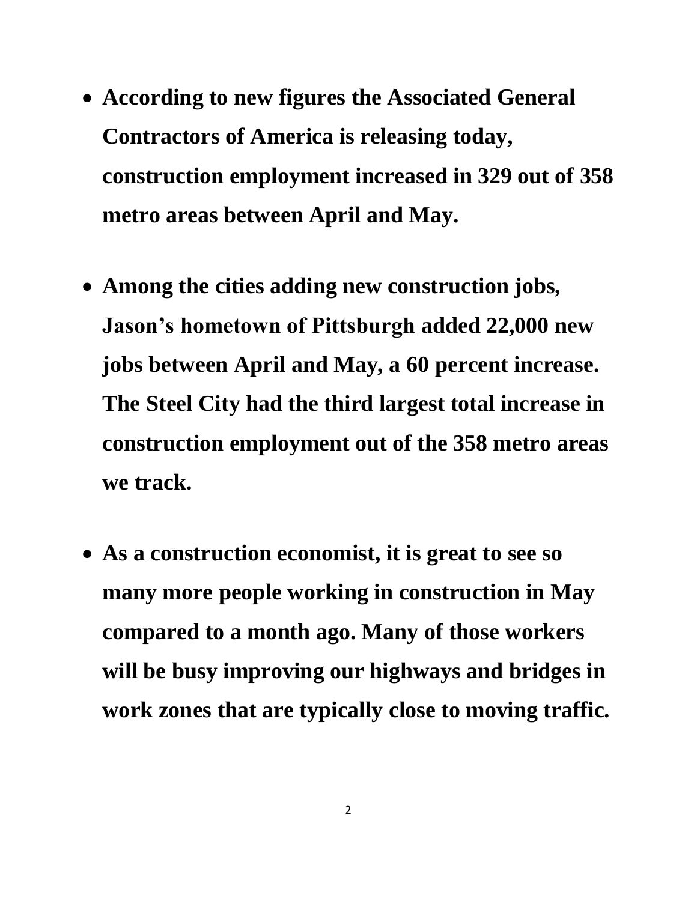- **According to new figures the Associated General Contractors of America is releasing today, construction employment increased in 329 out of 358 metro areas between April and May.**

- **Among the cities adding new construction jobs, Jason's hometown of Pittsburgh added 22,000 new jobs between April and May, a 60 percent increase. The Steel City had the third largest total increase in construction employment out of the 358 metro areas we track.**

- **As a construction economist, it is great to see so many more people working in construction in May compared to a month ago. Many of those workers will be busy improving our highways and bridges in work zones that are typically close to moving traffic.**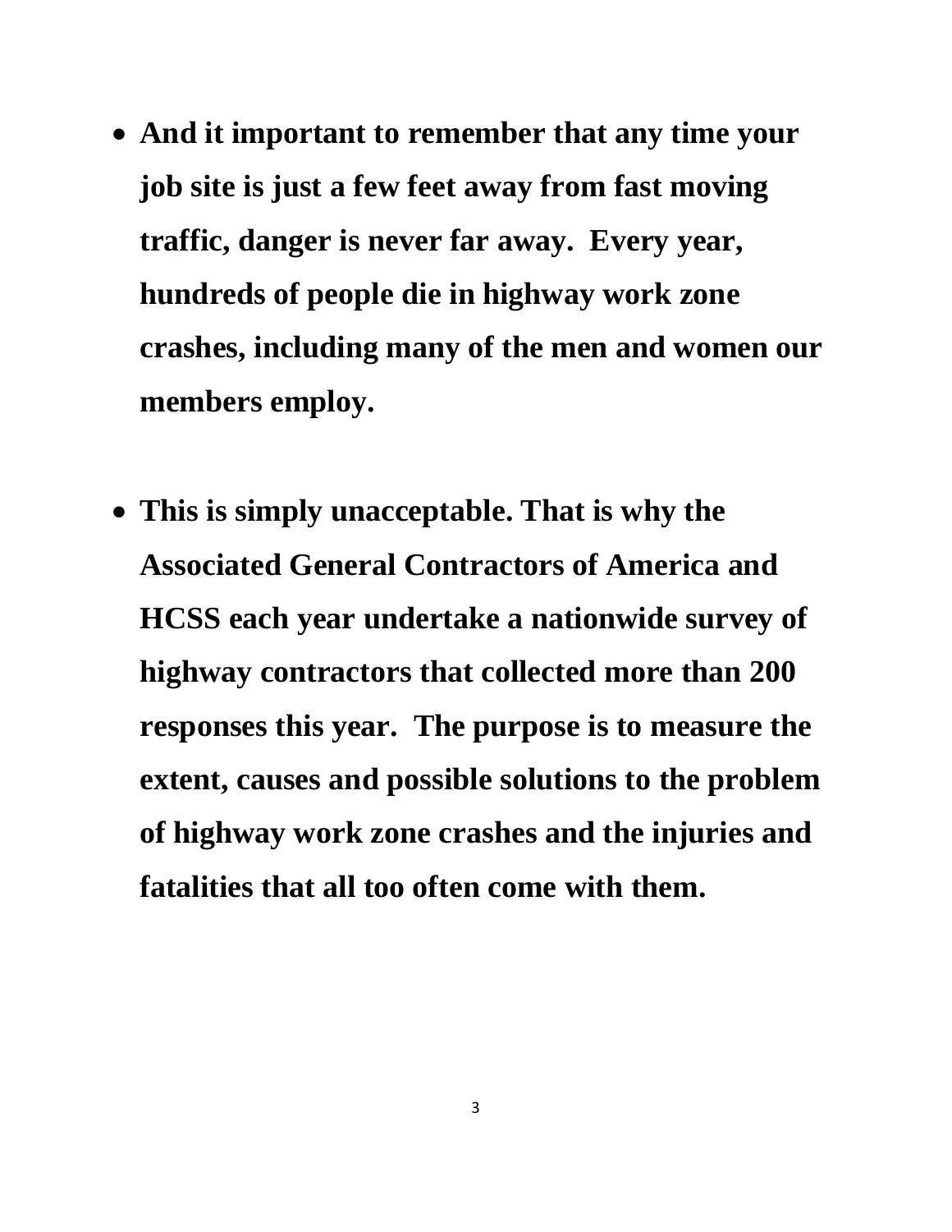- **And it important to remember that any time your job site is just a few feet away from fast moving traffic, danger is never far away. Every year, hundreds of people die in highway work zone crashes, including many of the men and women our members employ.**

- **This is simply unacceptable. That is why the Associated General Contractors of America and HCSS each year undertake a nationwide survey of highway contractors that collected more than 200 responses this year. The purpose is to measure the extent, causes and possible solutions to the problem of highway work zone crashes and the injuries and fatalities that all too often come with them.**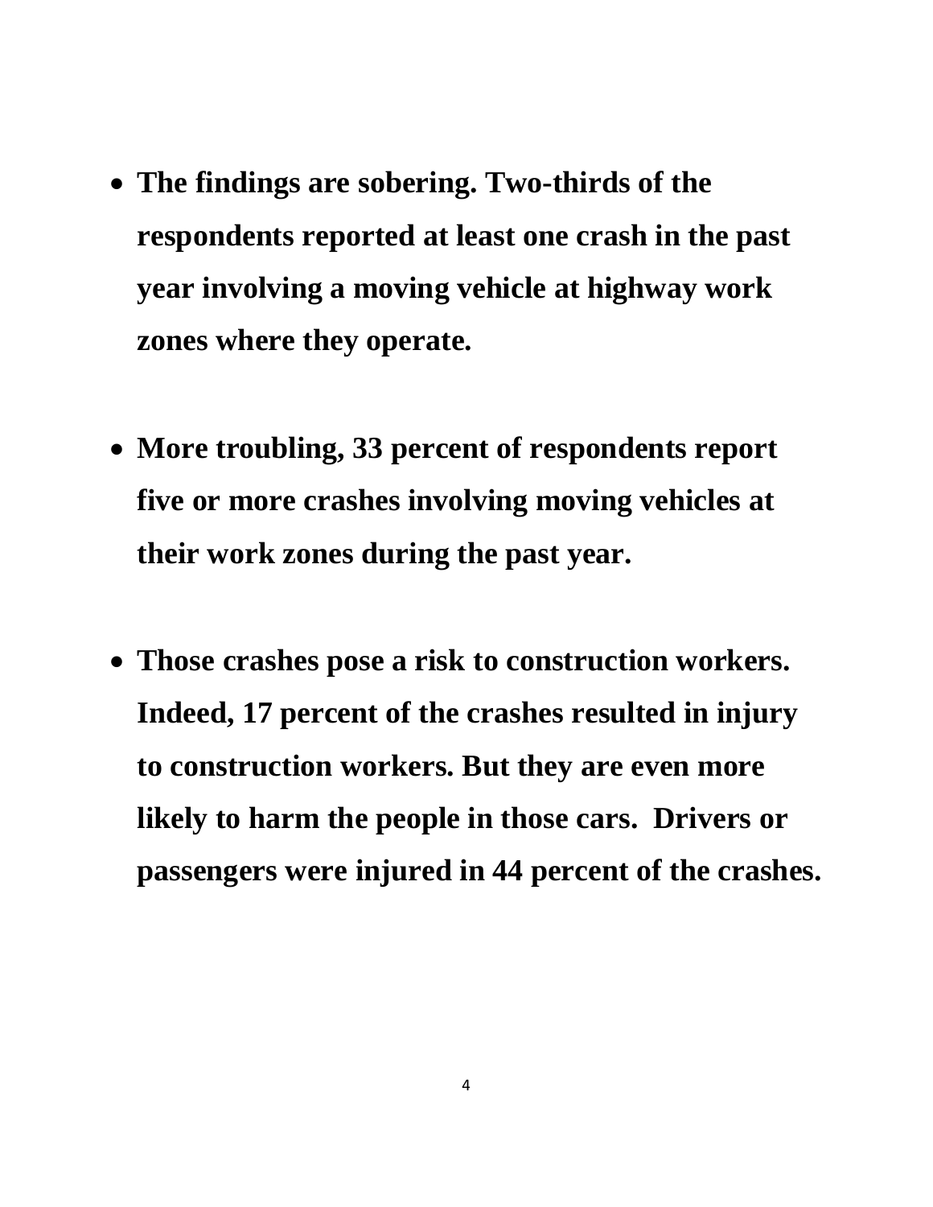- **The findings are sobering. Two-thirds of the respondents reported at least one crash in the past year involving a moving vehicle at highway work zones where they operate.**

- **More troubling, 33 percent of respondents report five or more crashes involving moving vehicles at their work zones during the past year.**

- **Those crashes pose a risk to construction workers. Indeed, 17 percent of the crashes resulted in injury to construction workers. But they are even more likely to harm the people in those cars. Drivers or passengers were injured in 44 percent of the crashes.**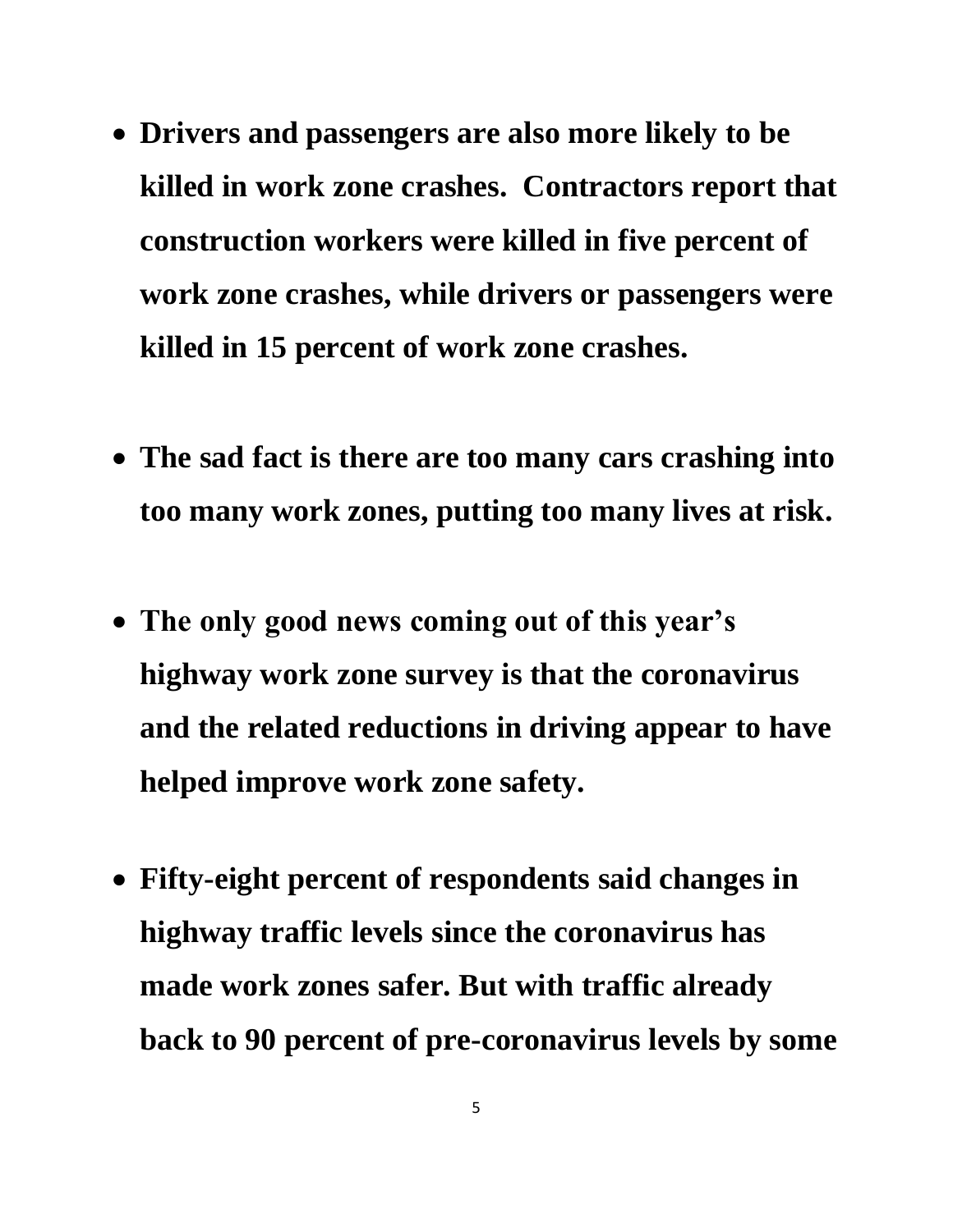- **Drivers and passengers are also more likely to be killed in work zone crashes. Contractors report that construction workers were killed in five percent of work zone crashes, while drivers or passengers were killed in 15 percent of work zone crashes.**

- **The sad fact is there are too many cars crashing into too many work zones, putting too many lives at risk.**

- **The only good news coming out of this year's highway work zone survey is that the coronavirus and the related reductions in driving appear to have helped improve work zone safety.**

- **Fifty-eight percent of respondents said changes in highway traffic levels since the coronavirus has made work zones safer. But with traffic already back to 90 percent of pre-coronavirus levels by some**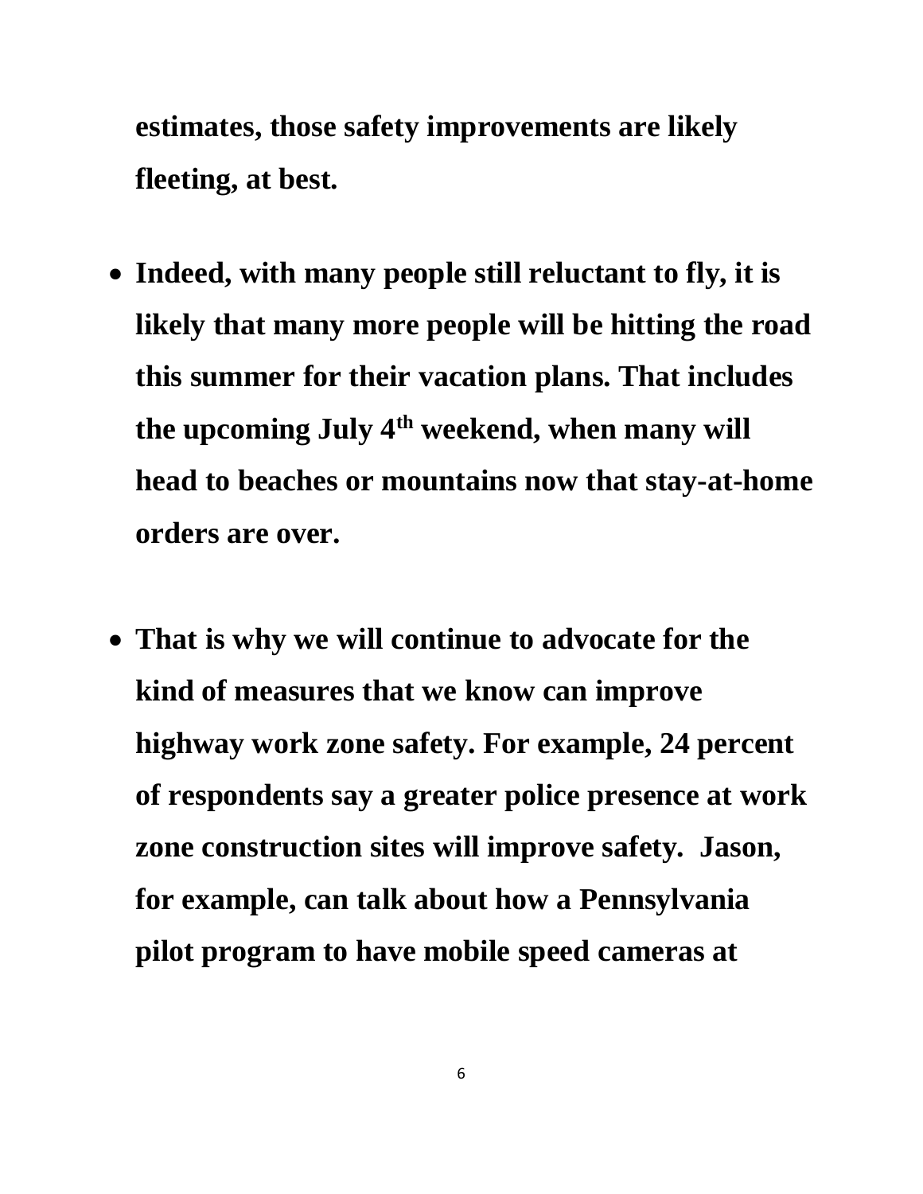**estimates, those safety improvements are likely fleeting, at best.**

- **Indeed, with many people still reluctant to fly, it is likely that many more people will be hitting the road this summer for their vacation plans. That includes the upcoming July 4th weekend, when many will head to beaches or mountains now that stay-at-home orders are over.**

- **That is why we will continue to advocate for the kind of measures that we know can improve highway work zone safety. For example, 24 percent of respondents say a greater police presence at work zone construction sites will improve safety. Jason, for example, can talk about how a Pennsylvania pilot program to have mobile speed cameras at**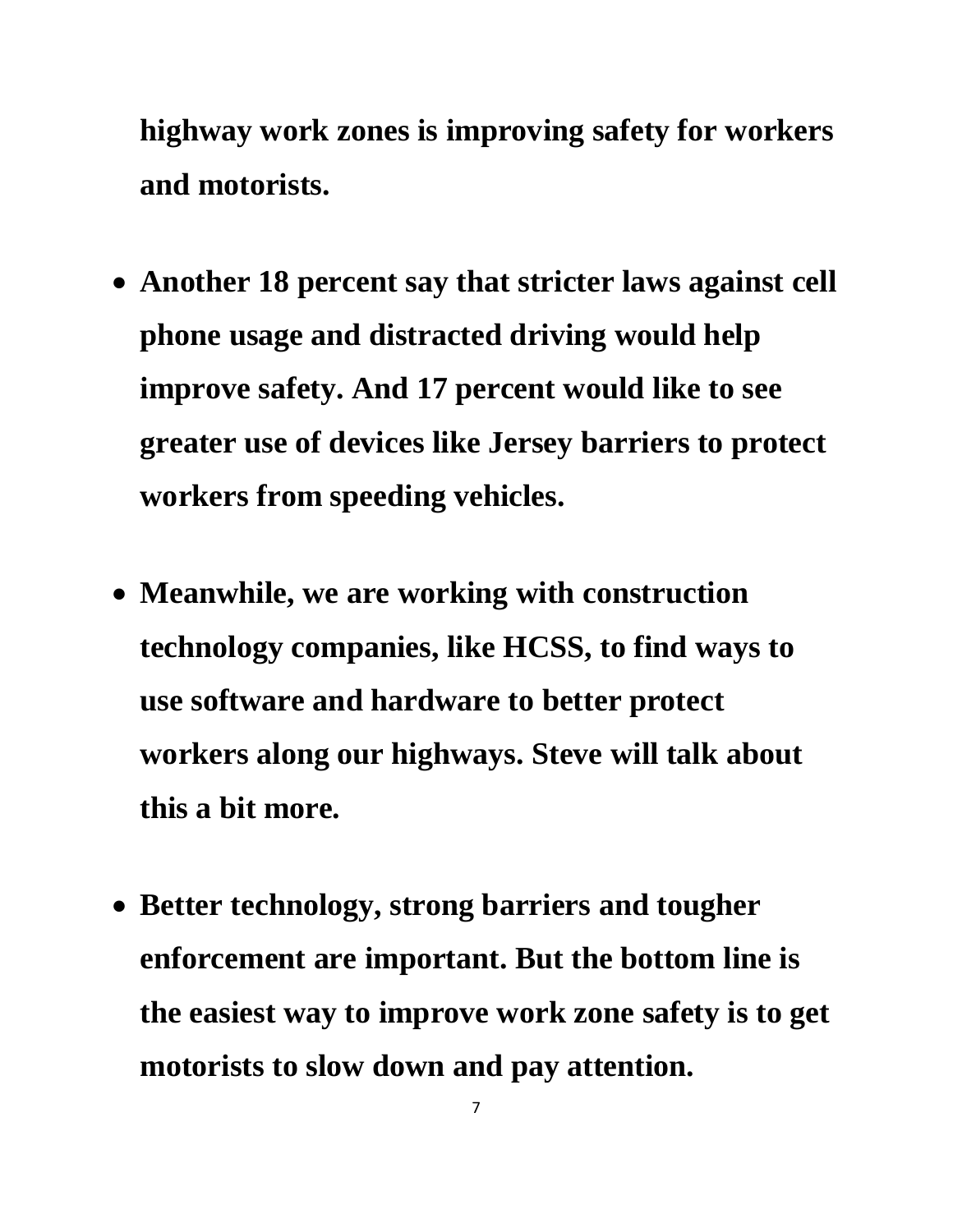**highway work zones is improving safety for workers and motorists.**

- **Another 18 percent say that stricter laws against cell phone usage and distracted driving would help improve safety. And 17 percent would like to see greater use of devices like Jersey barriers to protect workers from speeding vehicles.**

- **Meanwhile, we are working with construction technology companies, like HCSS, to find ways to use software and hardware to better protect workers along our highways. Steve will talk about this a bit more.**

- **Better technology, strong barriers and tougher enforcement are important. But the bottom line is the easiest way to improve work zone safety is to get motorists to slow down and pay attention.**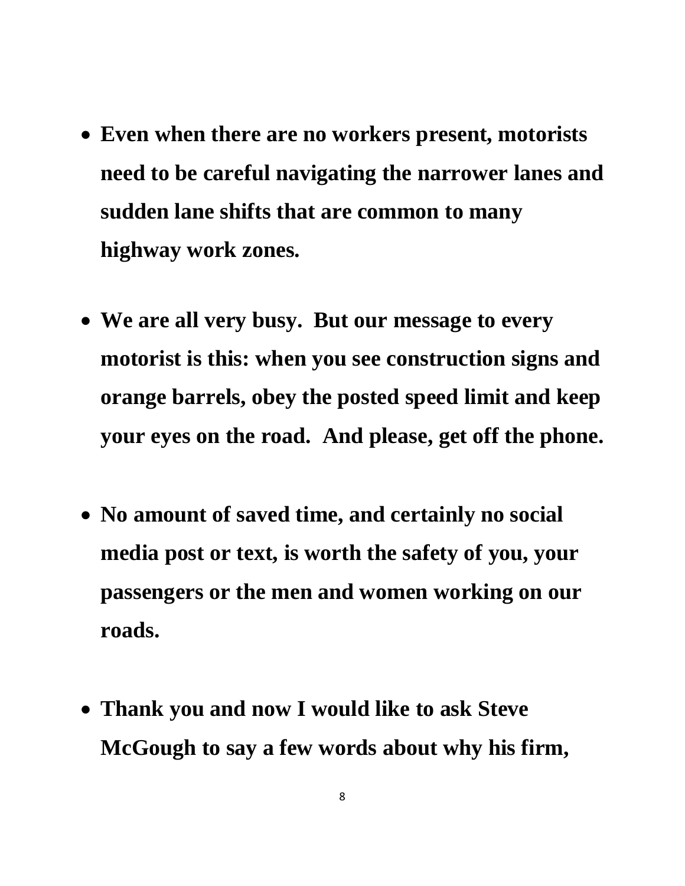- **Even when there are no workers present, motorists need to be careful navigating the narrower lanes and sudden lane shifts that are common to many highway work zones.**

- **We are all very busy.  But our message to every motorist is this: when you see construction signs and orange barrels, obey the posted speed limit and keep your eyes on the road.  And please, get off the phone.**

- **No amount of saved time, and certainly no social media post or text, is worth the safety of you, your passengers or the men and women working on our roads.**

- **Thank you and now I would like to ask Steve McGough to say a few words about why his firm,**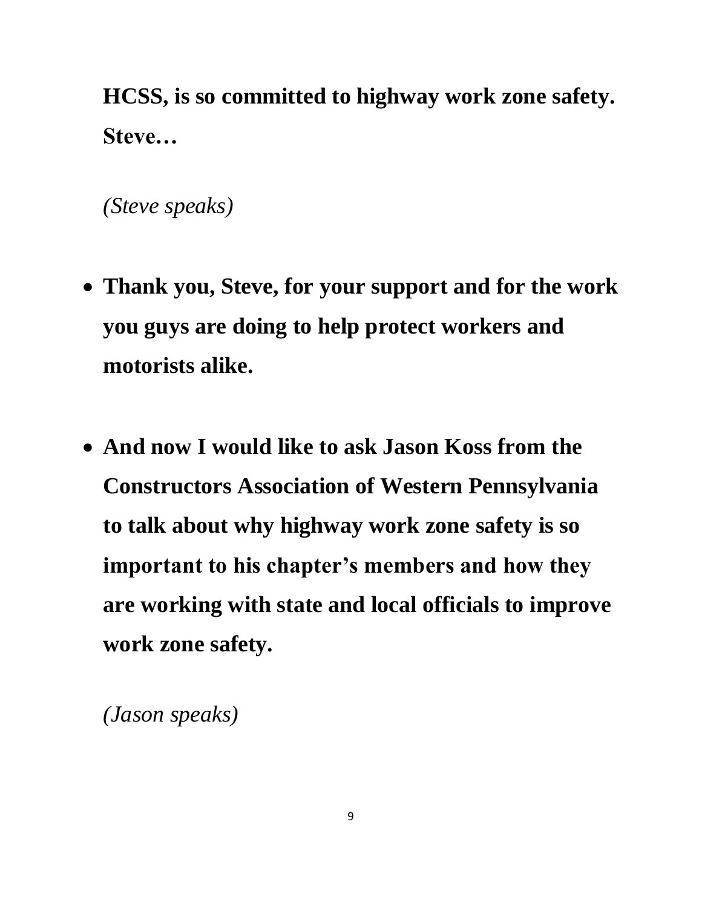**HCSS, is so committed to highway work zone safety. Steve…**

*(Steve speaks)*

- **Thank you, Steve, for your support and for the work you guys are doing to help protect workers and motorists alike.**

- **And now I would like to ask Jason Koss from the Constructors Association of Western Pennsylvania to talk about why highway work zone safety is so important to his chapter's members and how they are working with state and local officials to improve work zone safety.**

*(Jason speaks)*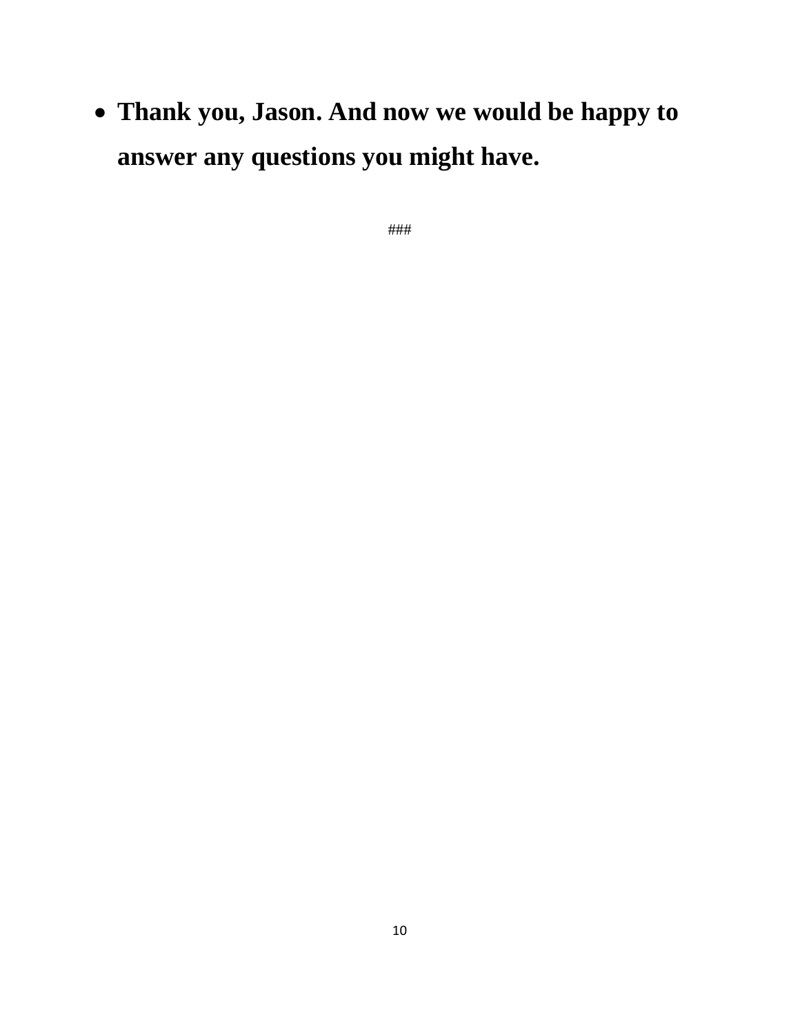- **Thank you, Jason. And now we would be happy to answer any questions you might have.**

###